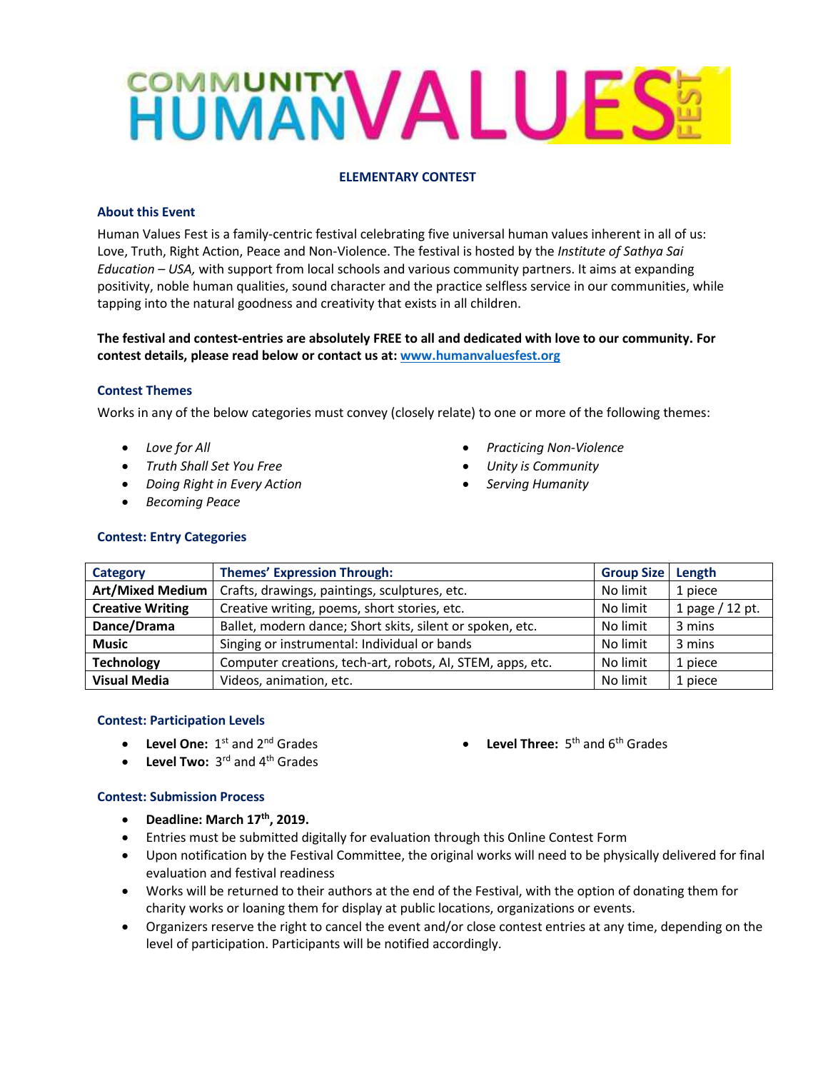# COMMUNITY HUMAN VALUES FEST

## ELEMENTARY CONTEST

### About this Event

Human Values Fest is a family-centric festival celebrating five universal human values inherent in all of us: Love, Truth, Right Action, Peace and Non-Violence. The festival is hosted by the *Institute of Sathya Sai Education – USA,* with support from local schools and various community partners. It aims at expanding positivity, noble human qualities, sound character and the practice selfless service in our communities, while tapping into the natural goodness and creativity that exists in all children.

**The festival and contest-entries are absolutely FREE to all and dedicated with love to our community. For contest details, please read below or contact us at: [www.humanvaluesfest.org](www.humanvaluesfest.org)**

### Contest Themes

Works in any of the below categories must convey (closely relate) to one or more of the following themes:

- *Love for All*
- *Truth Shall Set You Free*
- *Doing Right in Every Action*
- *Becoming Peace*
- *Practicing Non-Violence*
- *Unity is Community*
- *Serving Humanity*

### Contest: Entry Categories

| Category | Themes' Expression Through: | Group Size | Length |
|---|---|---|---|
| **Art/Mixed Medium** | Crafts, drawings, paintings, sculptures, etc. | No limit | 1 piece |
| **Creative Writing** | Creative writing, poems, short stories, etc. | No limit | 1 page / 12 pt. |
| **Dance/Drama** | Ballet, modern dance; Short skits, silent or spoken, etc. | No limit | 3 mins |
| **Music** | Singing or instrumental: Individual or bands | No limit | 3 mins |
| **Technology** | Computer creations, tech-art, robots, AI, STEM, apps, etc. | No limit | 1 piece |
| **Visual Media** | Videos, animation, etc. | No limit | 1 piece |

### Contest: Participation Levels

- **Level One:** 1st and 2nd Grades
- **Level Two:** 3rd and 4th Grades
- **Level Three:** 5th and 6th Grades

### Contest: Submission Process

- **Deadline: March 17th, 2019.**
- Entries must be submitted digitally for evaluation through this Online Contest Form
- Upon notification by the Festival Committee, the original works will need to be physically delivered for final evaluation and festival readiness
- Works will be returned to their authors at the end of the Festival, with the option of donating them for charity works or loaning them for display at public locations, organizations or events.
- Organizers reserve the right to cancel the event and/or close contest entries at any time, depending on the level of participation. Participants will be notified accordingly.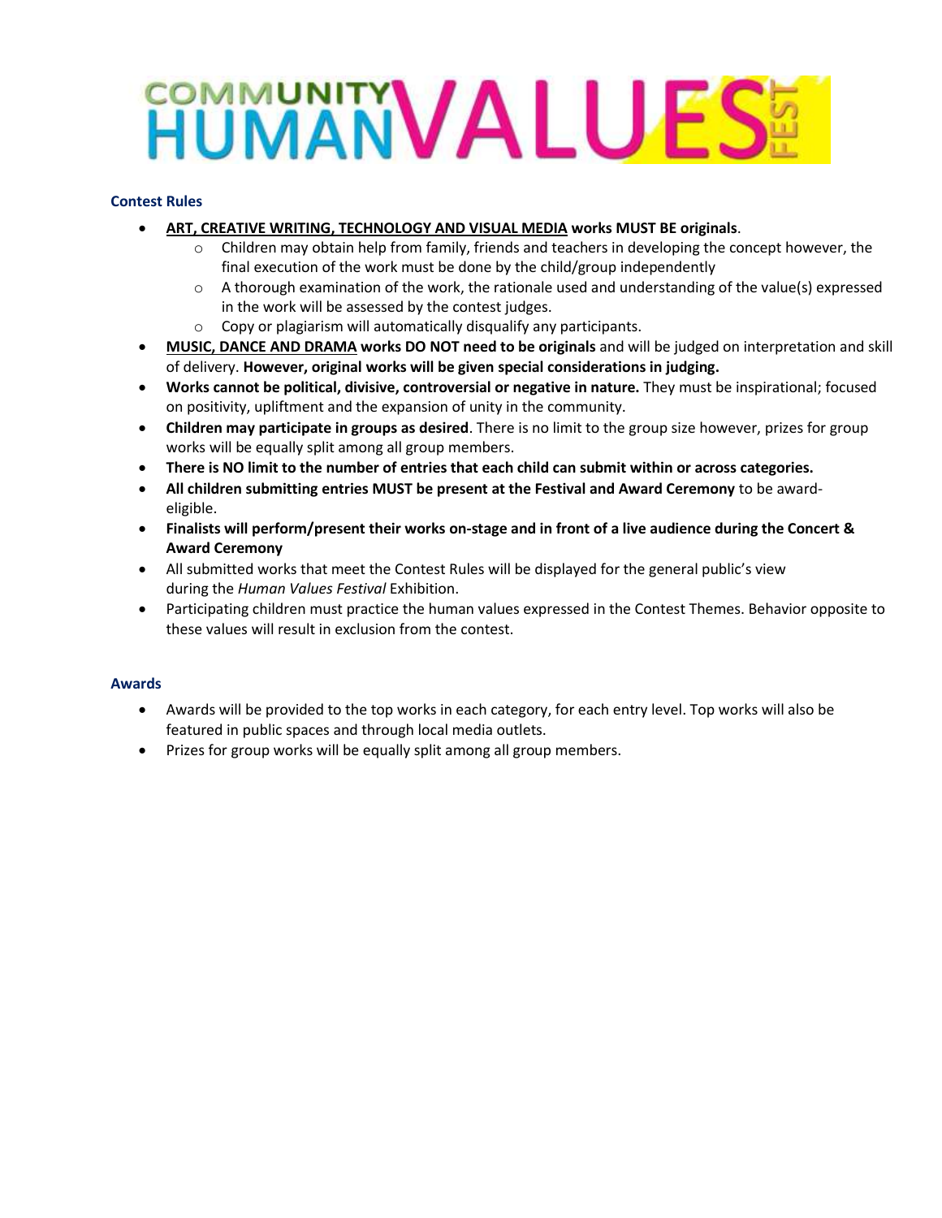# COMMUNITY HUMAN VALUES FEST

**Contest Rules**

- **ART, CREATIVE WRITING, TECHNOLOGY AND VISUAL MEDIA works MUST BE originals**.
  - Children may obtain help from family, friends and teachers in developing the concept however, the final execution of the work must be done by the child/group independently
  - A thorough examination of the work, the rationale used and understanding of the value(s) expressed in the work will be assessed by the contest judges.
  - Copy or plagiarism will automatically disqualify any participants.
- **MUSIC, DANCE AND DRAMA works DO NOT need to be originals** and will be judged on interpretation and skill of delivery. **However, original works will be given special considerations in judging.**
- **Works cannot be political, divisive, controversial or negative in nature.** They must be inspirational; focused on positivity, upliftment and the expansion of unity in the community.
- **Children may participate in groups as desired**. There is no limit to the group size however, prizes for group works will be equally split among all group members.
- **There is NO limit to the number of entries that each child can submit within or across categories.**
- **All children submitting entries MUST be present at the Festival and Award Ceremony** to be award-eligible.
- **Finalists will perform/present their works on-stage and in front of a live audience during the Concert & Award Ceremony**
- All submitted works that meet the Contest Rules will be displayed for the general public's view during the *Human Values Festival* Exhibition.
- Participating children must practice the human values expressed in the Contest Themes. Behavior opposite to these values will result in exclusion from the contest.

**Awards**

- Awards will be provided to the top works in each category, for each entry level. Top works will also be featured in public spaces and through local media outlets.
- Prizes for group works will be equally split among all group members.